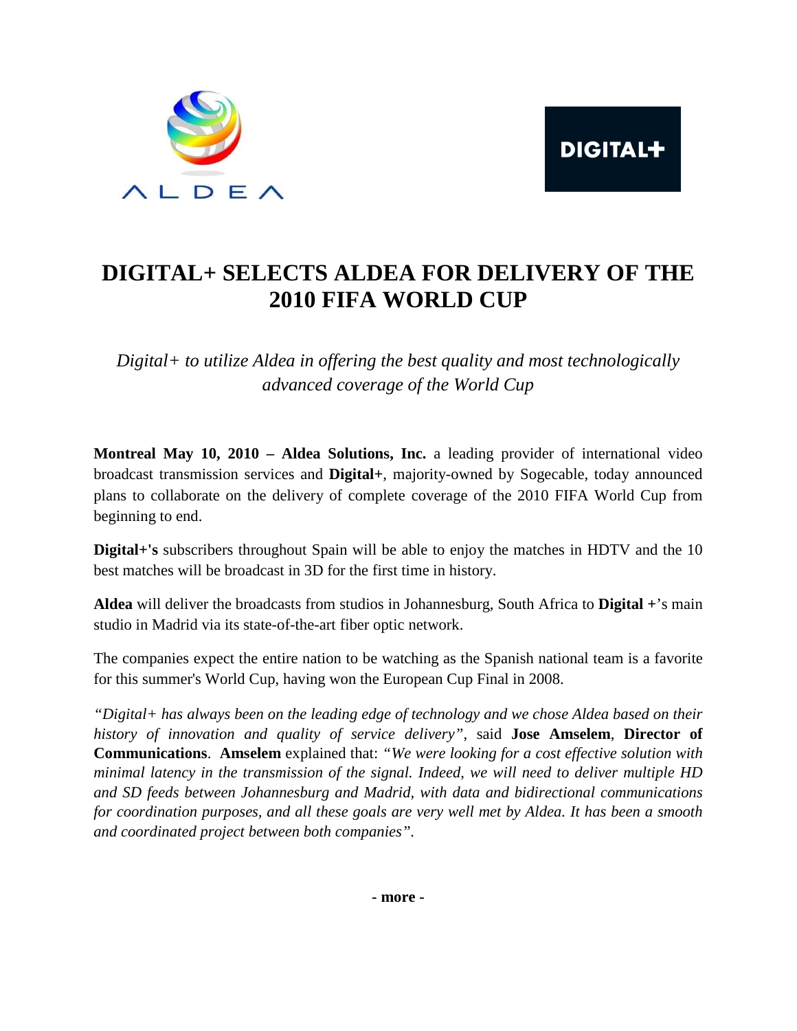# DIGITAL+ SELECTS ALDEA FOR DELIVERY OF THE 2010 FIFA WORLD CUP

*Digital+ to utilize Aldea in offering the best quality and most technologically advanced coverage of the World Cup*

**Montreal May 10, 2010 – Aldea Solutions, Inc.** a leading provider of international video broadcast transmission services and **Digital+**, majority-owned by Sogecable, today announced plans to collaborate on the delivery of complete coverage of the 2010 FIFA World Cup from beginning to end.

**Digital+'s** subscribers throughout Spain will be able to enjoy the matches in HDTV and the 10 best matches will be broadcast in 3D for the first time in history.

**Aldea** will deliver the broadcasts from studios in Johannesburg, South Africa to **Digital +**'s main studio in Madrid via its state-of-the-art fiber optic network.

The companies expect the entire nation to be watching as the Spanish national team is a favorite for this summer's World Cup, having won the European Cup Final in 2008.

*"Digital+ has always been on the leading edge of technology and we chose Aldea based on their history of innovation and quality of service delivery"*, said **Jose Amselem**, **Director of Communications**. **Amselem** explained that: *"We were looking for a cost effective solution with minimal latency in the transmission of the signal. Indeed, we will need to deliver multiple HD and SD feeds between Johannesburg and Madrid, with data and bidirectional communications for coordination purposes, and all these goals are very well met by Aldea. It has been a smooth and coordinated project between both companies"*.

**- more -**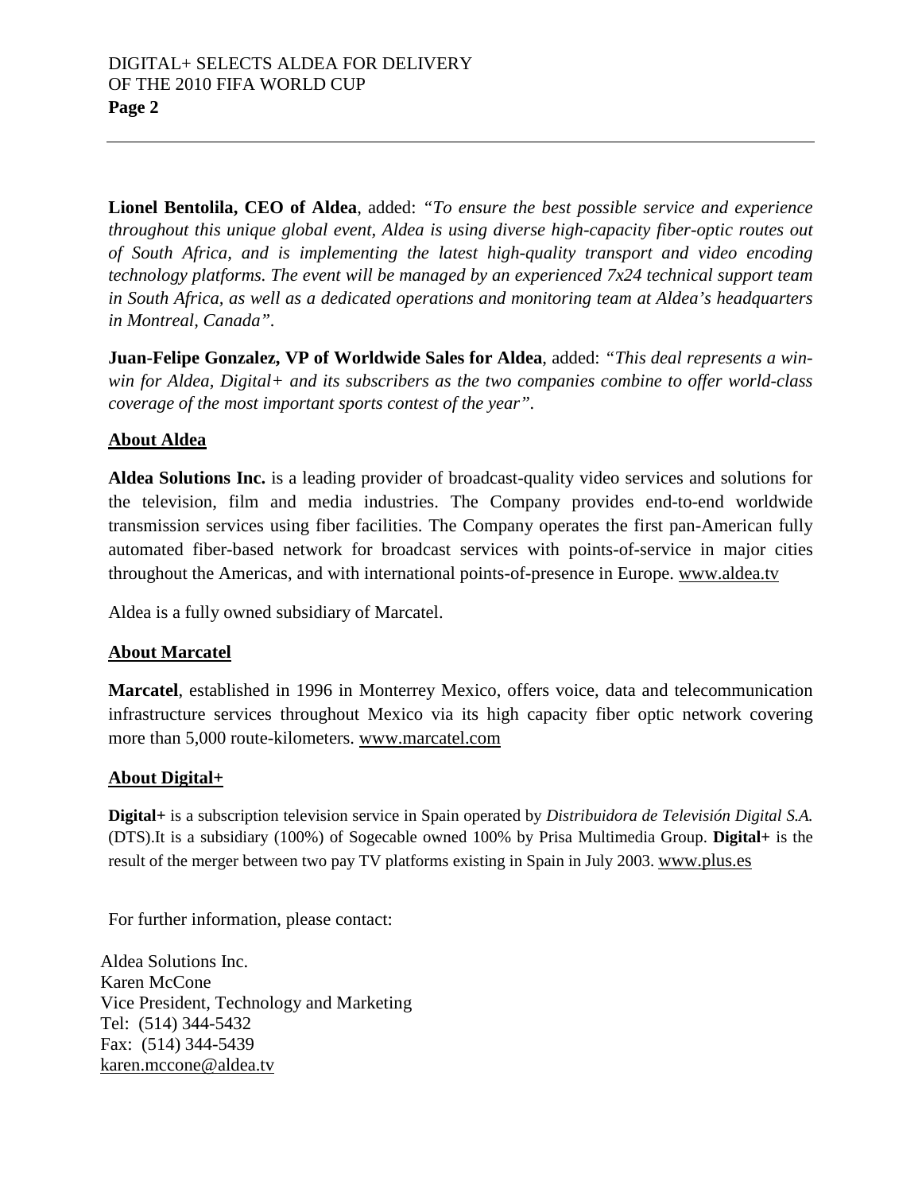**Lionel Bentolila, CEO of Aldea**, added: *"To ensure the best possible service and experience throughout this unique global event, Aldea is using diverse high-capacity fiber-optic routes out of South Africa, and is implementing the latest high-quality transport and video encoding technology platforms. The event will be managed by an experienced 7x24 technical support team in South Africa, as well as a dedicated operations and monitoring team at Aldea's headquarters in Montreal, Canada"*.

**Juan-Felipe Gonzalez, VP of Worldwide Sales for Aldea**, added: *"This deal represents a win-win for Aldea, Digital+ and its subscribers as the two companies combine to offer world-class coverage of the most important sports contest of the year"*.

## About Aldea

**Aldea Solutions Inc.** is a leading provider of broadcast-quality video services and solutions for the television, film and media industries. The Company provides end-to-end worldwide transmission services using fiber facilities. The Company operates the first pan-American fully automated fiber-based network for broadcast services with points-of-service in major cities throughout the Americas, and with international points-of-presence in Europe. www.aldea.tv

Aldea is a fully owned subsidiary of Marcatel.

## About Marcatel

**Marcatel**, established in 1996 in Monterrey Mexico, offers voice, data and telecommunication infrastructure services throughout Mexico via its high capacity fiber optic network covering more than 5,000 route-kilometers. www.marcatel.com

## About Digital+

**Digital+** is a subscription television service in Spain operated by *Distribuidora de Televisión Digital S.A.* (DTS).It is a subsidiary (100%) of Sogecable owned 100% by Prisa Multimedia Group. **Digital+** is the result of the merger between two pay TV platforms existing in Spain in July 2003. www.plus.es

For further information, please contact:

Aldea Solutions Inc.
Karen McCone
Vice President, Technology and Marketing
Tel: (514) 344-5432
Fax: (514) 344-5439
karen.mccone@aldea.tv